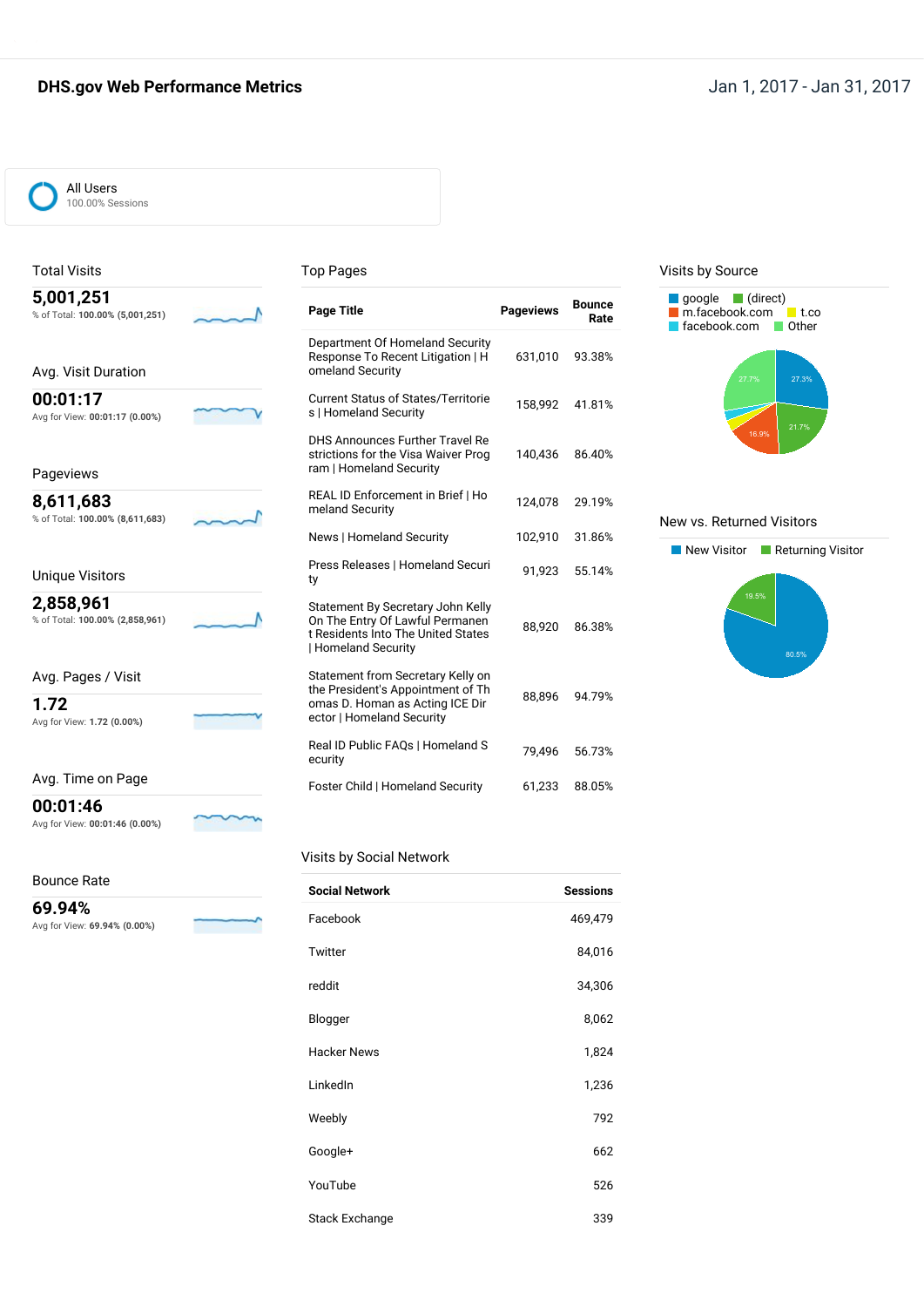# DHS.gov Web Performance Metrics

Jan 1, 2017 - Jan 31, 2017

All Users
100.00% Sessions

## Total Visits

**5,001,251**
% of Total: **100.00% (5,001,251)**

## Avg. Visit Duration

**00:01:17**
Avg for View: **00:01:17 (0.00%)**

## Pageviews

**8,611,683**
% of Total: **100.00% (8,611,683)**

## Unique Visitors

**2,858,961**
% of Total: **100.00% (2,858,961)**

## Avg. Pages / Visit

**1.72**
Avg for View: **1.72 (0.00%)**

## Avg. Time on Page

**00:01:46**
Avg for View: **00:01:46 (0.00%)**

## Bounce Rate

**69.94%**
Avg for View: **69.94% (0.00%)**

## Top Pages

| Page Title | Pageviews | Bounce Rate |
|---|---|---|
| Department Of Homeland Security Response To Recent Litigation \| Homeland Security | 631,010 | 93.38% |
| Current Status of States/Territories \| Homeland Security | 158,992 | 41.81% |
| DHS Announces Further Travel Restrictions for the Visa Waiver Program \| Homeland Security | 140,436 | 86.40% |
| REAL ID Enforcement in Brief \| Homeland Security | 124,078 | 29.19% |
| News \| Homeland Security | 102,910 | 31.86% |
| Press Releases \| Homeland Security | 91,923 | 55.14% |
| Statement By Secretary John Kelly On The Entry Of Lawful Permanent Residents Into The United States \| Homeland Security | 88,920 | 86.38% |
| Statement from Secretary Kelly on the President's Appointment of Thomas D. Homan as Acting ICE Director \| Homeland Security | 88,896 | 94.79% |
| Real ID Public FAQs \| Homeland Security | 79,496 | 56.73% |
| Foster Child \| Homeland Security | 61,233 | 88.05% |

## Visits by Social Network

| Social Network | Sessions |
|---|---|
| Facebook | 469,479 |
| Twitter | 84,016 |
| reddit | 34,306 |
| Blogger | 8,062 |
| Hacker News | 1,824 |
| LinkedIn | 1,236 |
| Weebly | 792 |
| Google+ | 662 |
| YouTube | 526 |
| Stack Exchange | 339 |

## Visits by Source

google, (direct), m.facebook.com, t.co, facebook.com, Other

27.3%, 21.7%, 16.9%, 27.7%

## New vs. Returned Visitors

New Visitor, Returning Visitor

80.5%, 19.5%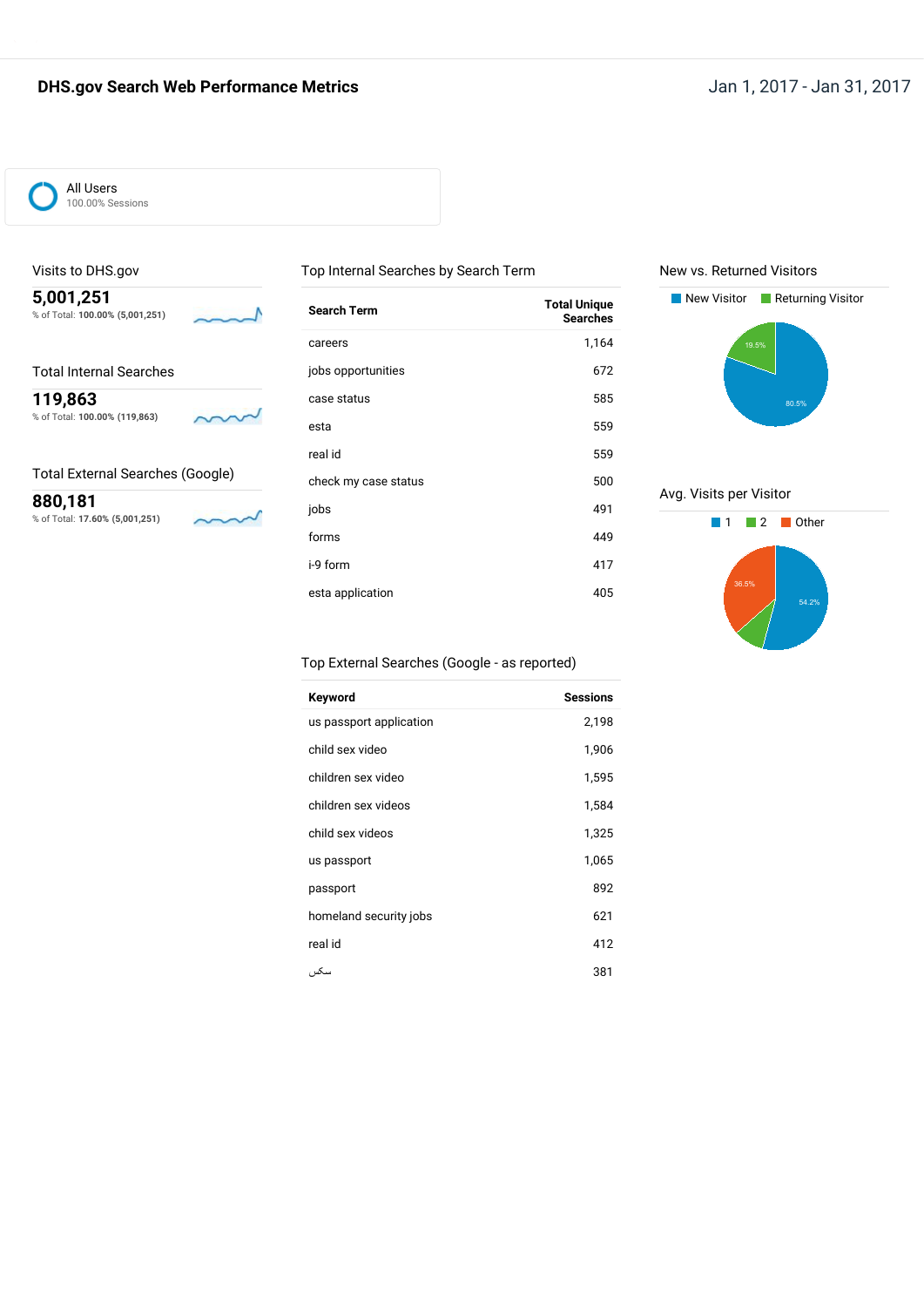# DHS.gov Search Web Performance Metrics

Jan 1, 2017 - Jan 31, 2017

All Users
100.00% Sessions

### Visits to DHS.gov

**5,001,251**
% of Total: **100.00% (5,001,251)**

### Total Internal Searches

**119,863**
% of Total: **100.00% (119,863)**

### Total External Searches (Google)

**880,181**
% of Total: **17.60% (5,001,251)**

### Top Internal Searches by Search Term

| Search Term | Total Unique Searches |
|---|---|
| careers | 1,164 |
| jobs opportunities | 672 |
| case status | 585 |
| esta | 559 |
| real id | 559 |
| check my case status | 500 |
| jobs | 491 |
| forms | 449 |
| i-9 form | 417 |
| esta application | 405 |

### Top External Searches (Google - as reported)

| Keyword | Sessions |
|---|---|
| us passport application | 2,198 |
| child sex video | 1,906 |
| children sex video | 1,595 |
| children sex videos | 1,584 |
| child sex videos | 1,325 |
| us passport | 1,065 |
| passport | 892 |
| homeland security jobs | 621 |
| real id | 412 |
| سكس | 381 |

### New vs. Returned Visitors

New Visitor | Returning Visitor

80.5% | 19.5%

### Avg. Visits per Visitor

1 | 2 | Other

54.2% | 36.5%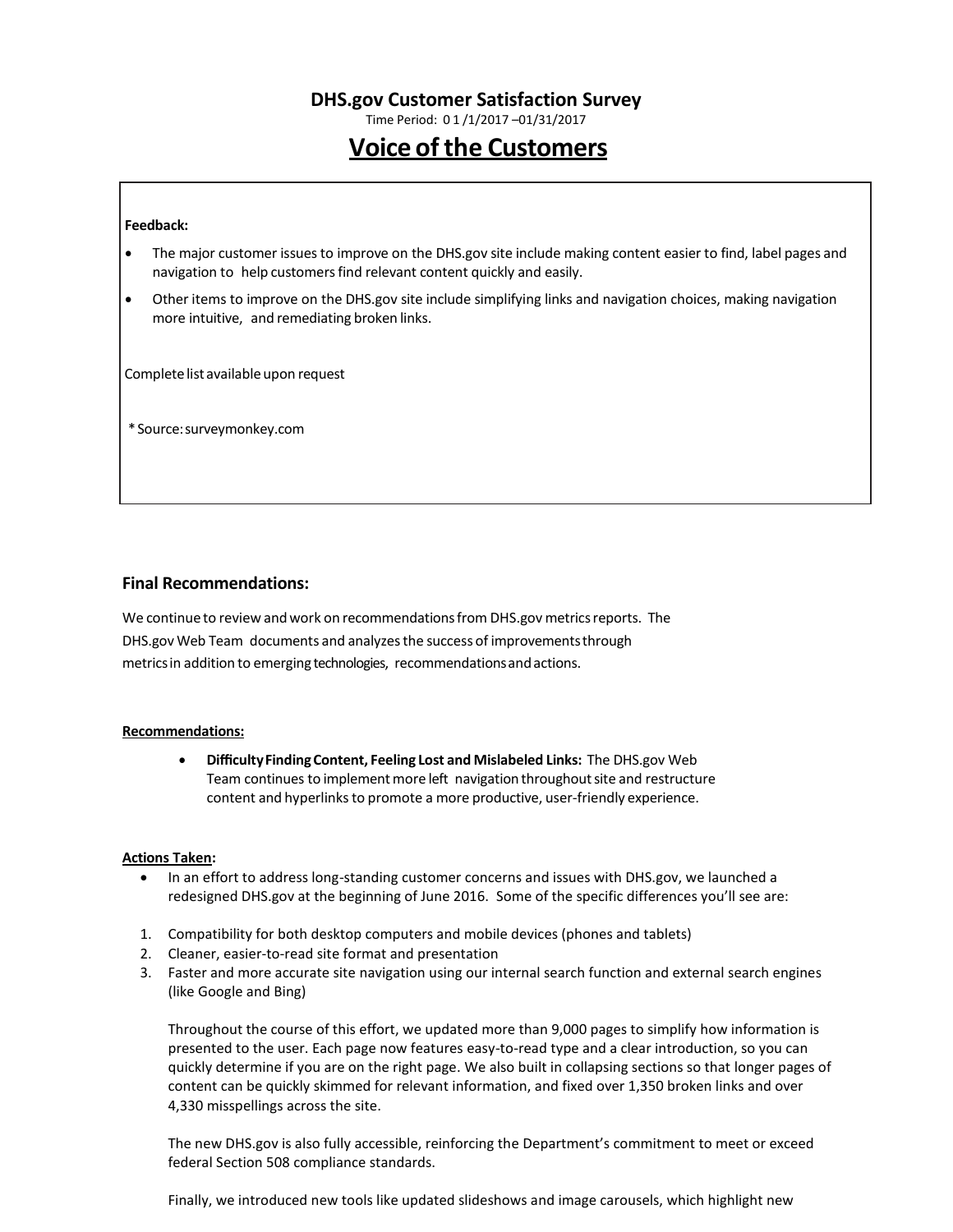**DHS.gov Customer Satisfaction Survey**

Time Period: 0 1 /1/2017 –01/31/2017

# Voice of the Customers

**Feedback:**

- The major customer issues to improve on the DHS.gov site include making content easier to find, label pages and navigation to help customers find relevant content quickly and easily.
- Other items to improve on the DHS.gov site include simplifying links and navigation choices, making navigation more intuitive, and remediating broken links.

Complete list available upon request

*Source: surveymonkey.com

### Final Recommendations:

We continue to review and work on recommendations from DHS.gov metrics reports. The DHS.gov Web Team documents and analyzes the success of improvements through metrics in addition to emerging technologies, recommendations and actions.

**Recommendations:**

- **Difficulty Finding Content, Feeling Lost and Mislabeled Links:** The DHS.gov Web Team continues to implement more left navigation throughout site and restructure content and hyperlinks to promote a more productive, user-friendly experience.

**Actions Taken:**

- In an effort to address long-standing customer concerns and issues with DHS.gov, we launched a redesigned DHS.gov at the beginning of June 2016. Some of the specific differences you'll see are:

1. Compatibility for both desktop computers and mobile devices (phones and tablets)
2. Cleaner, easier-to-read site format and presentation
3. Faster and more accurate site navigation using our internal search function and external search engines (like Google and Bing)

Throughout the course of this effort, we updated more than 9,000 pages to simplify how information is presented to the user. Each page now features easy-to-read type and a clear introduction, so you can quickly determine if you are on the right page. We also built in collapsing sections so that longer pages of content can be quickly skimmed for relevant information, and fixed over 1,350 broken links and over 4,330 misspellings across the site.

The new DHS.gov is also fully accessible, reinforcing the Department's commitment to meet or exceed federal Section 508 compliance standards.

Finally, we introduced new tools like updated slideshows and image carousels, which highlight new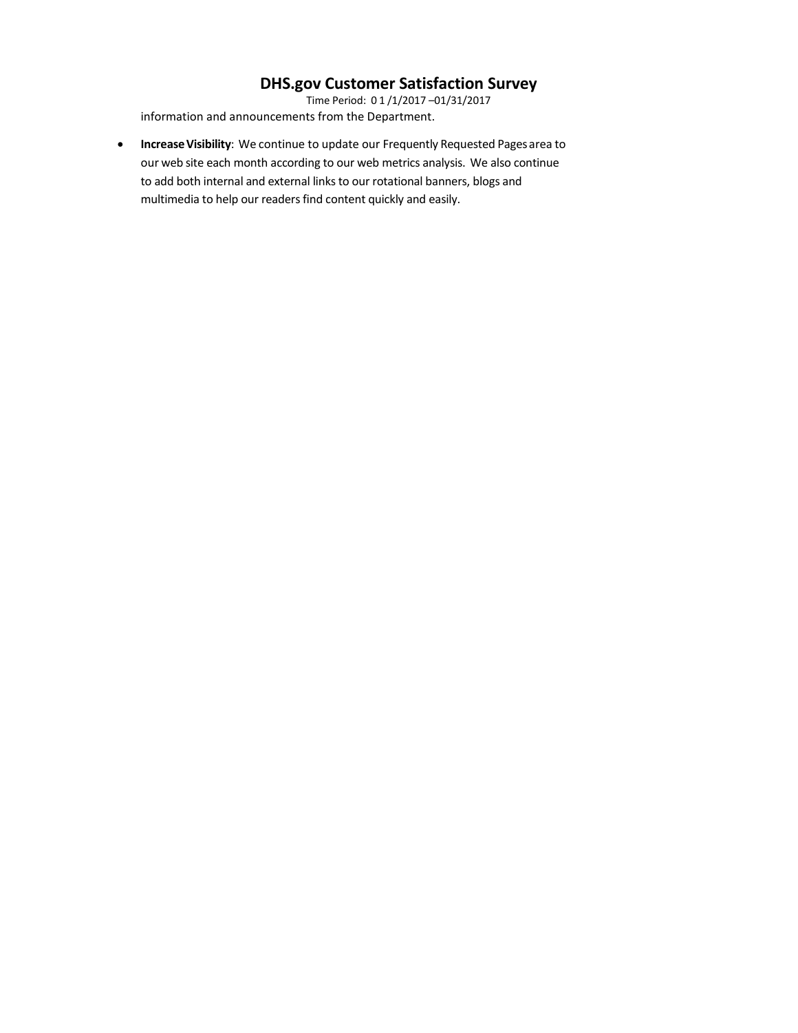information and announcements from the Department.

- **Increase Visibility**: We continue to update our Frequently Requested Pages area to our web site each month according to our web metrics analysis. We also continue to add both internal and external links to our rotational banners, blogs and multimedia to help our readers find content quickly and easily.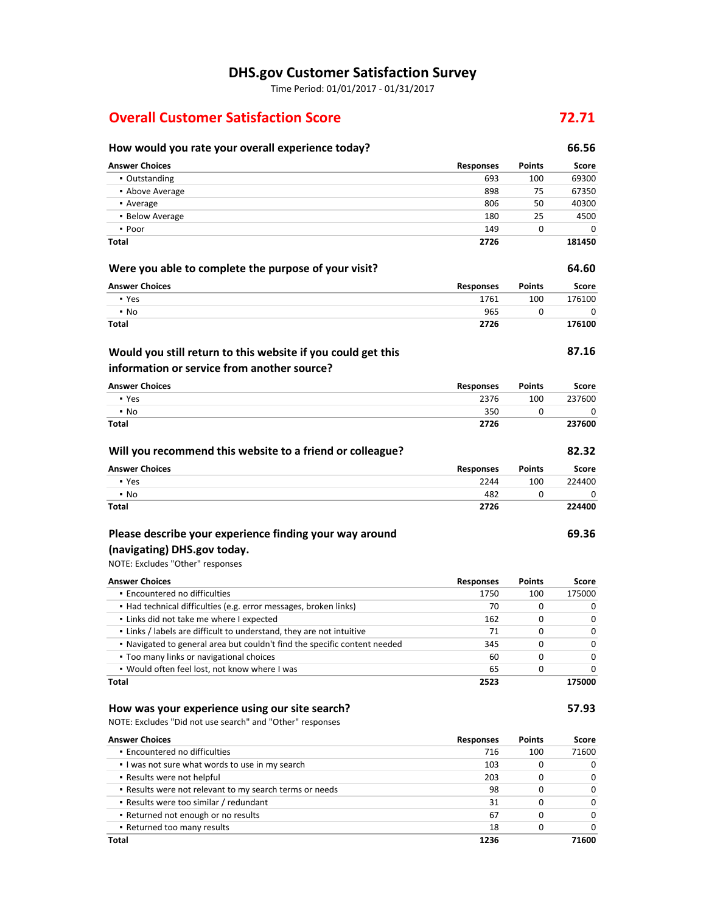# DHS.gov Customer Satisfaction Survey

Time Period: 01/01/2017 - 01/31/2017

## Overall Customer Satisfaction Score — 72.71

### How would you rate your overall experience today? — 66.56

| Answer Choices | Responses | Points | Score |
|---|---|---|---|
| ▪ Outstanding | 693 | 100 | 69300 |
| ▪ Above Average | 898 | 75 | 67350 |
| ▪ Average | 806 | 50 | 40300 |
| ▪ Below Average | 180 | 25 | 4500 |
| ▪ Poor | 149 | 0 | 0 |
| **Total** | **2726** | | **181450** |

### Were you able to complete the purpose of your visit? — 64.60

| Answer Choices | Responses | Points | Score |
|---|---|---|---|
| ▪ Yes | 1761 | 100 | 176100 |
| ▪ No | 965 | 0 | 0 |
| **Total** | **2726** | | **176100** |

### Would you still return to this website if you could get this information or service from another source? — 87.16

| Answer Choices | Responses | Points | Score |
|---|---|---|---|
| ▪ Yes | 2376 | 100 | 237600 |
| ▪ No | 350 | 0 | 0 |
| **Total** | **2726** | | **237600** |

### Will you recommend this website to a friend or colleague? — 82.32

| Answer Choices | Responses | Points | Score |
|---|---|---|---|
| ▪ Yes | 2244 | 100 | 224400 |
| ▪ No | 482 | 0 | 0 |
| **Total** | **2726** | | **224400** |

### Please describe your experience finding your way around (navigating) DHS.gov today. — 69.36

NOTE: Excludes "Other" responses

| Answer Choices | Responses | Points | Score |
|---|---|---|---|
| ▪ Encountered no difficulties | 1750 | 100 | 175000 |
| ▪ Had technical difficulties (e.g. error messages, broken links) | 70 | 0 | 0 |
| ▪ Links did not take me where I expected | 162 | 0 | 0 |
| ▪ Links / labels are difficult to understand, they are not intuitive | 71 | 0 | 0 |
| ▪ Navigated to general area but couldn't find the specific content needed | 345 | 0 | 0 |
| ▪ Too many links or navigational choices | 60 | 0 | 0 |
| ▪ Would often feel lost, not know where I was | 65 | 0 | 0 |
| **Total** | **2523** | | **175000** |

### How was your experience using our site search? — 57.93

NOTE: Excludes "Did not use search" and "Other" responses

| Answer Choices | Responses | Points | Score |
|---|---|---|---|
| ▪ Encountered no difficulties | 716 | 100 | 71600 |
| ▪ I was not sure what words to use in my search | 103 | 0 | 0 |
| ▪ Results were not helpful | 203 | 0 | 0 |
| ▪ Results were not relevant to my search terms or needs | 98 | 0 | 0 |
| ▪ Results were too similar / redundant | 31 | 0 | 0 |
| ▪ Returned not enough or no results | 67 | 0 | 0 |
| ▪ Returned too many results | 18 | 0 | 0 |
| **Total** | **1236** | | **71600** |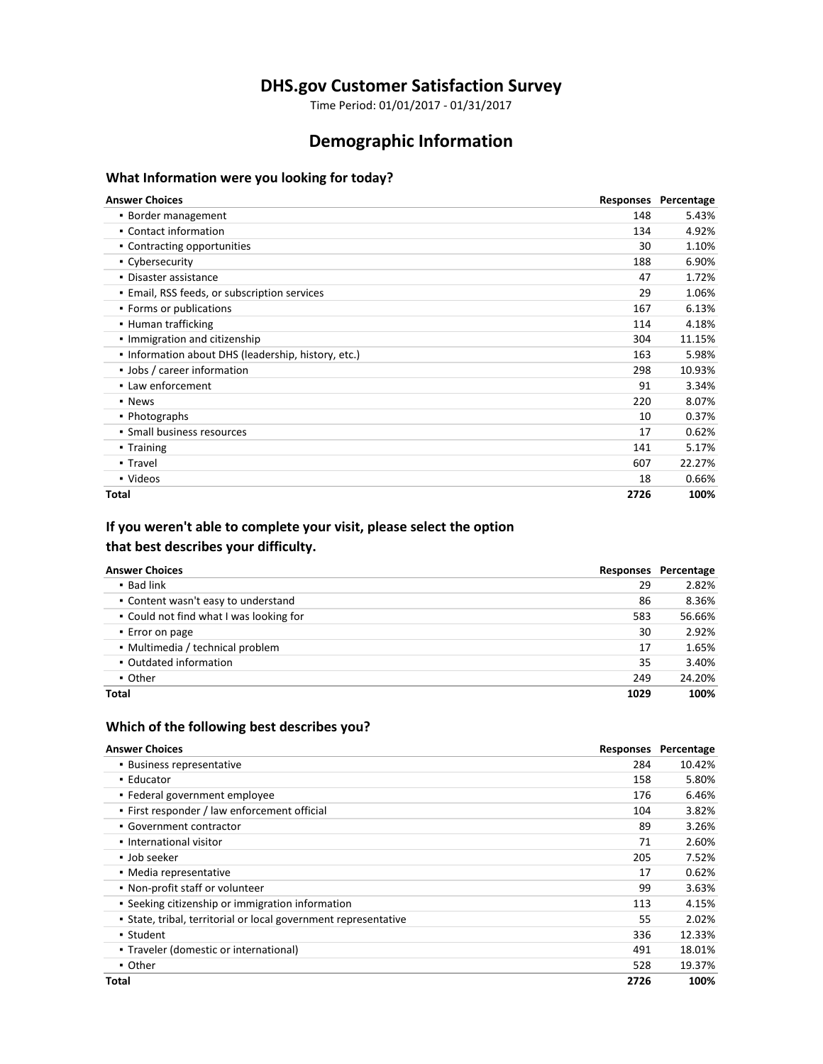# DHS.gov Customer Satisfaction Survey

Time Period: 01/01/2017 - 01/31/2017

## Demographic Information

### What Information were you looking for today?

| Answer Choices | Responses | Percentage |
|---|---|---|
| ▪ Border management | 148 | 5.43% |
| ▪ Contact information | 134 | 4.92% |
| ▪ Contracting opportunities | 30 | 1.10% |
| ▪ Cybersecurity | 188 | 6.90% |
| ▪ Disaster assistance | 47 | 1.72% |
| ▪ Email, RSS feeds, or subscription services | 29 | 1.06% |
| ▪ Forms or publications | 167 | 6.13% |
| ▪ Human trafficking | 114 | 4.18% |
| ▪ Immigration and citizenship | 304 | 11.15% |
| ▪ Information about DHS (leadership, history, etc.) | 163 | 5.98% |
| ▪ Jobs / career information | 298 | 10.93% |
| ▪ Law enforcement | 91 | 3.34% |
| ▪ News | 220 | 8.07% |
| ▪ Photographs | 10 | 0.37% |
| ▪ Small business resources | 17 | 0.62% |
| ▪ Training | 141 | 5.17% |
| ▪ Travel | 607 | 22.27% |
| ▪ Videos | 18 | 0.66% |
| **Total** | **2726** | **100%** |

### If you weren't able to complete your visit, please select the option that best describes your difficulty.

| Answer Choices | Responses | Percentage |
|---|---|---|
| ▪ Bad link | 29 | 2.82% |
| ▪ Content wasn't easy to understand | 86 | 8.36% |
| ▪ Could not find what I was looking for | 583 | 56.66% |
| ▪ Error on page | 30 | 2.92% |
| ▪ Multimedia / technical problem | 17 | 1.65% |
| ▪ Outdated information | 35 | 3.40% |
| ▪ Other | 249 | 24.20% |
| **Total** | **1029** | **100%** |

### Which of the following best describes you?

| Answer Choices | Responses | Percentage |
|---|---|---|
| ▪ Business representative | 284 | 10.42% |
| ▪ Educator | 158 | 5.80% |
| ▪ Federal government employee | 176 | 6.46% |
| ▪ First responder / law enforcement official | 104 | 3.82% |
| ▪ Government contractor | 89 | 3.26% |
| ▪ International visitor | 71 | 2.60% |
| ▪ Job seeker | 205 | 7.52% |
| ▪ Media representative | 17 | 0.62% |
| ▪ Non-profit staff or volunteer | 99 | 3.63% |
| ▪ Seeking citizenship or immigration information | 113 | 4.15% |
| ▪ State, tribal, territorial or local government representative | 55 | 2.02% |
| ▪ Student | 336 | 12.33% |
| ▪ Traveler (domestic or international) | 491 | 18.01% |
| ▪ Other | 528 | 19.37% |
| **Total** | **2726** | **100%** |